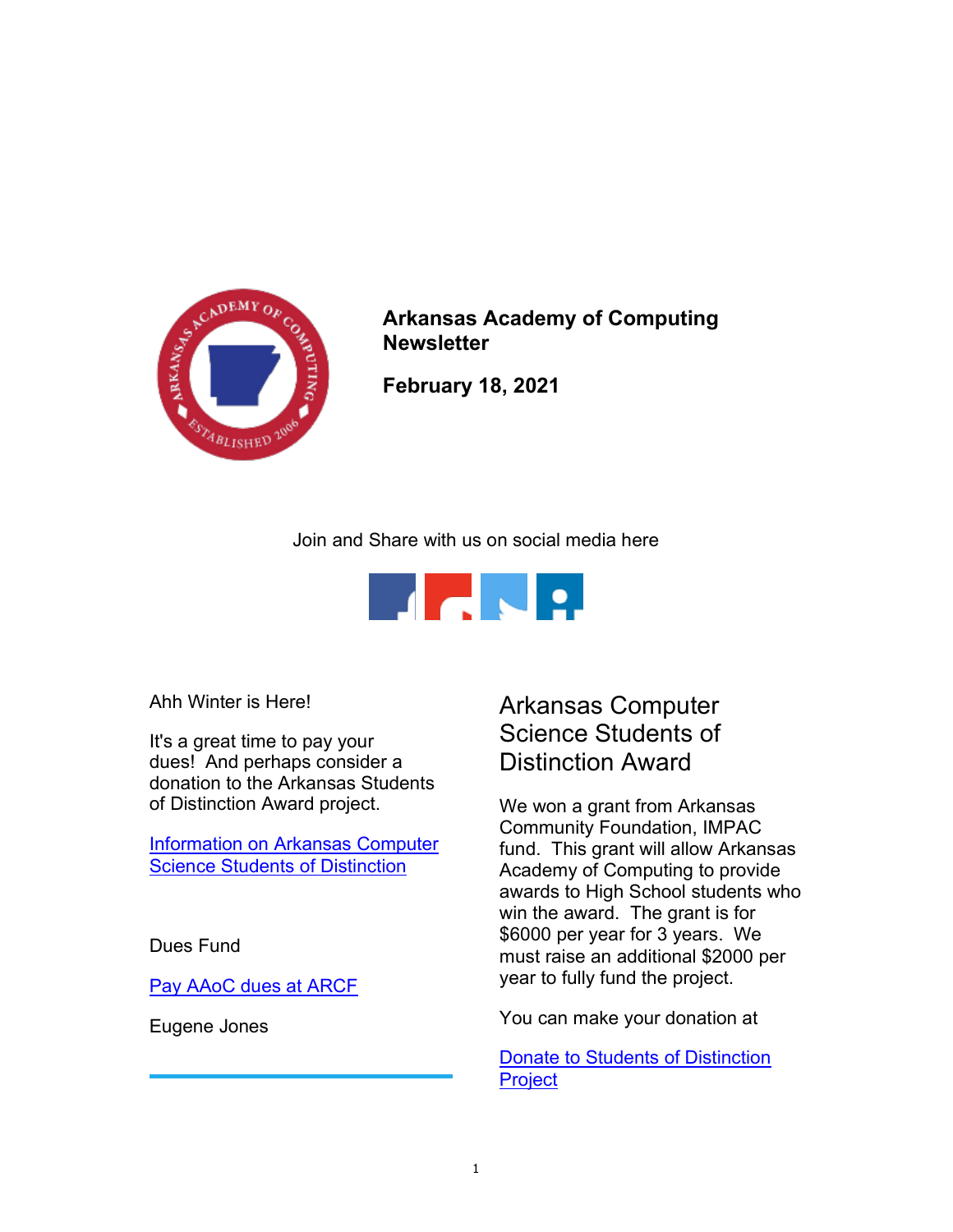# Arkansas Academy of Computing Newsletter

**February 18, 2021**

Join and Share with us on social media here

Ahh Winter is Here!

It's a great time to pay your dues! And perhaps consider a donation to the Arkansas Students of Distinction Award project.

[Information on Arkansas Computer Science Students of Distinction]

Dues Fund

[Pay AAoC dues at ARCF]

Eugene Jones

---

## Arkansas Computer Science Students of Distinction Award

We won a grant from Arkansas Community Foundation, IMPAC fund. This grant will allow Arkansas Academy of Computing to provide awards to High School students who win the award. The grant is for $6000 per year for 3 years. We must raise an additional $2000 per year to fully fund the project.

You can make your donation at

[Donate to Students of Distinction Project]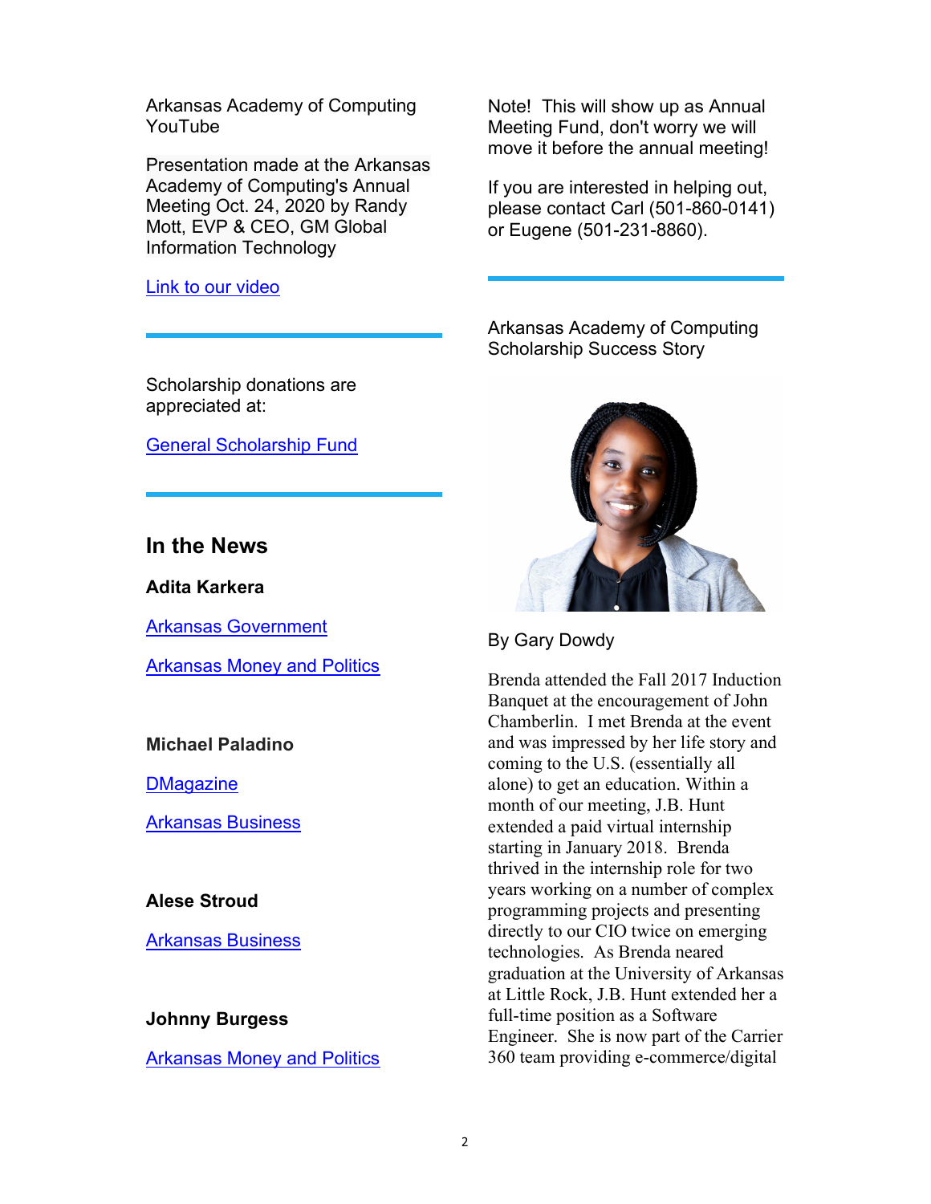Arkansas Academy of Computing YouTube

Presentation made at the Arkansas Academy of Computing's Annual Meeting Oct. 24, 2020 by Randy Mott, EVP & CEO, GM Global Information Technology

[Link to our video]

---

Scholarship donations are appreciated at:

[General Scholarship Fund]

---

## In the News

**Adita Karkera**

[Arkansas Government]

[Arkansas Money and Politics]

**Michael Paladino**

[DMagazine]

[Arkansas Business]

**Alese Stroud**

[Arkansas Business]

**Johnny Burgess**

[Arkansas Money and Politics]

Note! This will show up as Annual Meeting Fund, don't worry we will move it before the annual meeting!

If you are interested in helping out, please contact Carl (501-860-0141) or Eugene (501-231-8860).

---

Arkansas Academy of Computing Scholarship Success Story

By Gary Dowdy

Brenda attended the Fall 2017 Induction Banquet at the encouragement of John Chamberlin. I met Brenda at the event and was impressed by her life story and coming to the U.S. (essentially all alone) to get an education. Within a month of our meeting, J.B. Hunt extended a paid virtual internship starting in January 2018. Brenda thrived in the internship role for two years working on a number of complex programming projects and presenting directly to our CIO twice on emerging technologies. As Brenda neared graduation at the University of Arkansas at Little Rock, J.B. Hunt extended her a full-time position as a Software Engineer. She is now part of the Carrier 360 team providing e-commerce/digital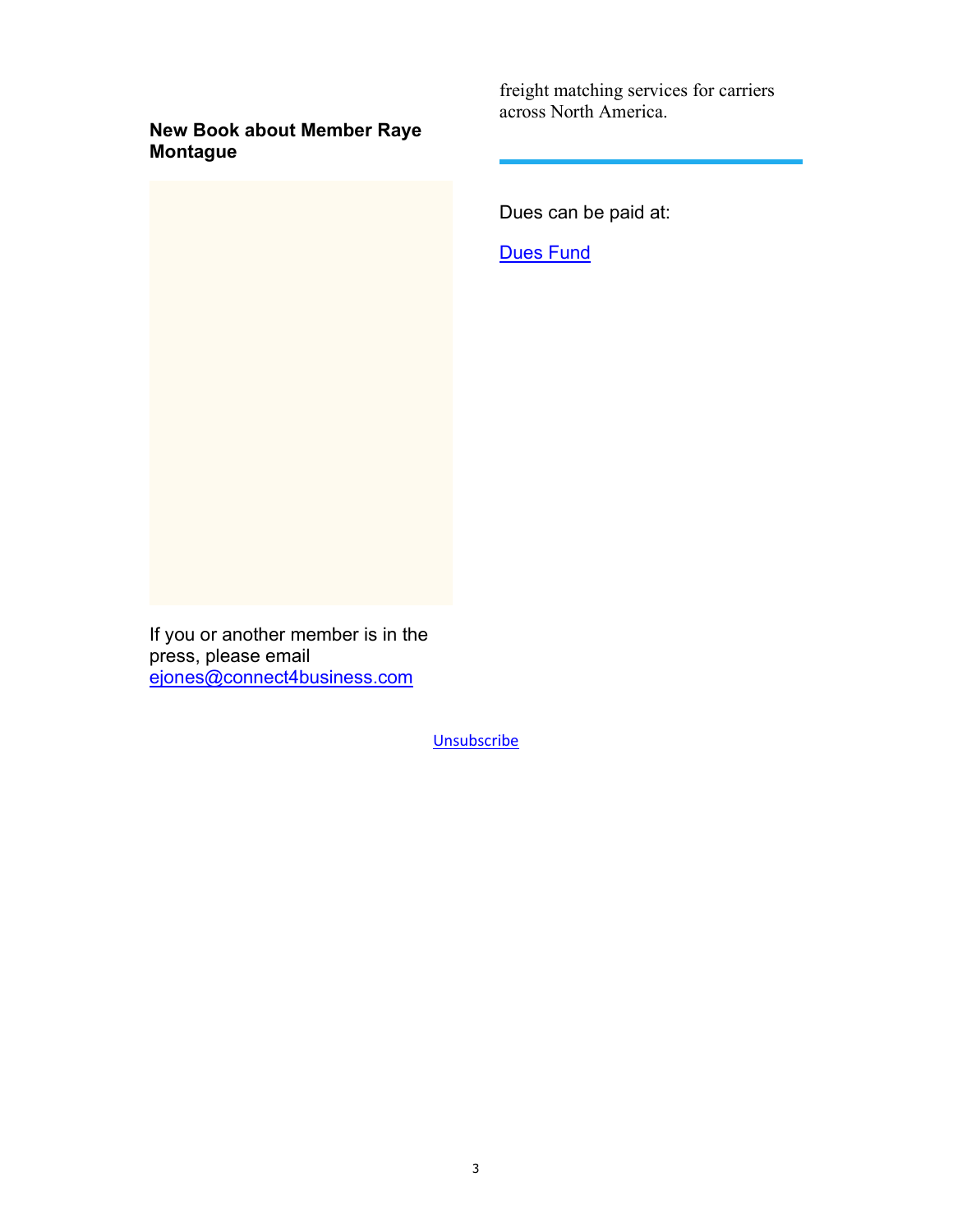## New Book about Member Raye Montague

If you or another member is in the press, please email ejones@connect4business.com

freight matching services for carriers across North America.

---

Dues can be paid at:

Dues Fund

Unsubscribe